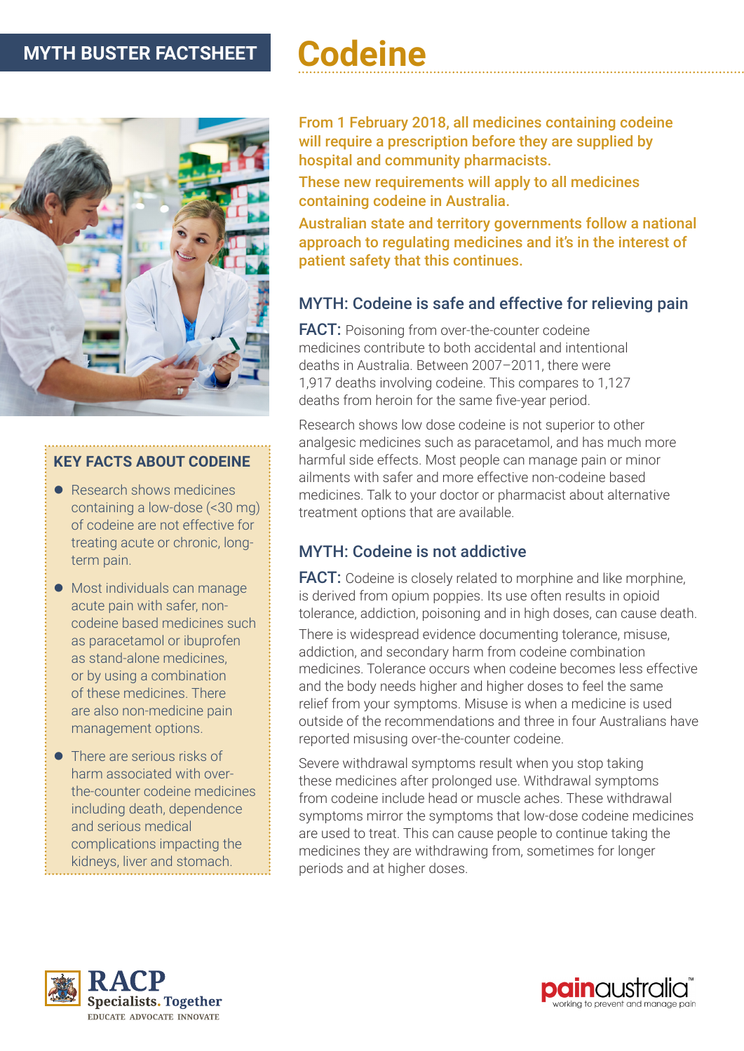MYTH BUSTER FACTSHEET

# Codeine

**From 1 February 2018, all medicines containing codeine will require a prescription before they are supplied by hospital and community pharmacists.**

**These new requirements will apply to all medicines containing codeine in Australia.**

**Australian state and territory governments follow a national approach to regulating medicines and it's in the interest of patient safety that this continues.**

### KEY FACTS ABOUT CODEINE

- Research shows medicines containing a low-dose (<30 mg) of codeine are not effective for treating acute or chronic, long-term pain.
- Most individuals can manage acute pain with safer, non-codeine based medicines such as paracetamol or ibuprofen as stand-alone medicines, or by using a combination of these medicines. There are also non-medicine pain management options.
- There are serious risks of harm associated with over-the-counter codeine medicines including death, dependence and serious medical complications impacting the kidneys, liver and stomach.

## MYTH: Codeine is safe and effective for relieving pain

**FACT:** Poisoning from over-the-counter codeine medicines contribute to both accidental and intentional deaths in Australia. Between 2007–2011, there were 1,917 deaths involving codeine. This compares to 1,127 deaths from heroin for the same five-year period.

Research shows low dose codeine is not superior to other analgesic medicines such as paracetamol, and has much more harmful side effects. Most people can manage pain or minor ailments with safer and more effective non-codeine based medicines. Talk to your doctor or pharmacist about alternative treatment options that are available.

## MYTH: Codeine is not addictive

**FACT:** Codeine is closely related to morphine and like morphine, is derived from opium poppies. Its use often results in opioid tolerance, addiction, poisoning and in high doses, can cause death.

There is widespread evidence documenting tolerance, misuse, addiction, and secondary harm from codeine combination medicines. Tolerance occurs when codeine becomes less effective and the body needs higher and higher doses to feel the same relief from your symptoms. Misuse is when a medicine is used outside of the recommendations and three in four Australians have reported misusing over-the-counter codeine.

Severe withdrawal symptoms result when you stop taking these medicines after prolonged use. Withdrawal symptoms from codeine include head or muscle aches. These withdrawal symptoms mirror the symptoms that low-dose codeine medicines are used to treat. This can cause people to continue taking the medicines they are withdrawing from, sometimes for longer periods and at higher doses.

RACP Specialists. Together — EDUCATE ADVOCATE INNOVATE

painaustralia — working to prevent and manage pain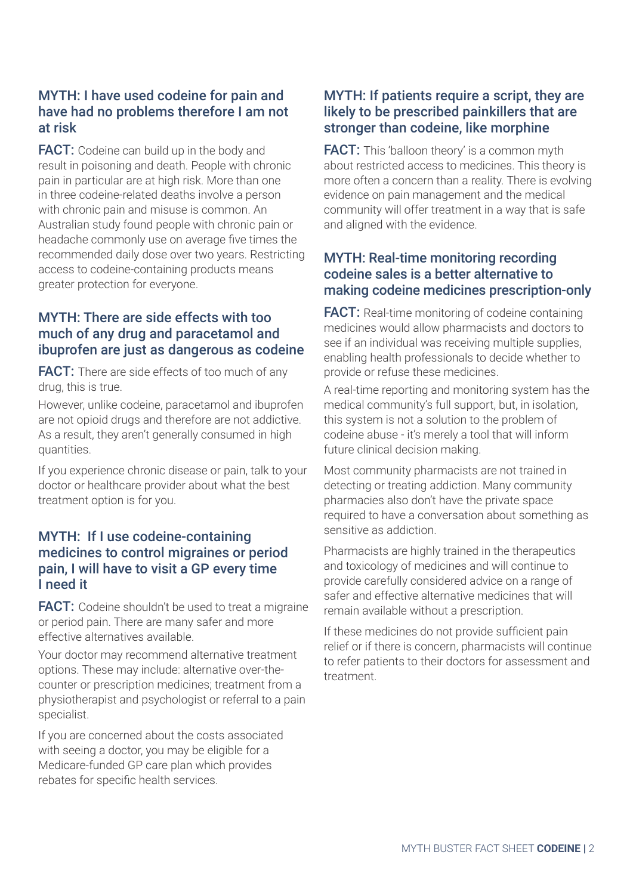## MYTH: I have used codeine for pain and have had no problems therefore I am not at risk

**FACT:** Codeine can build up in the body and result in poisoning and death. People with chronic pain in particular are at high risk. More than one in three codeine-related deaths involve a person with chronic pain and misuse is common. An Australian study found people with chronic pain or headache commonly use on average five times the recommended daily dose over two years. Restricting access to codeine-containing products means greater protection for everyone.

## MYTH: There are side effects with too much of any drug and paracetamol and ibuprofen are just as dangerous as codeine

**FACT:** There are side effects of too much of any drug, this is true.

However, unlike codeine, paracetamol and ibuprofen are not opioid drugs and therefore are not addictive. As a result, they aren't generally consumed in high quantities.

If you experience chronic disease or pain, talk to your doctor or healthcare provider about what the best treatment option is for you.

## MYTH: If I use codeine-containing medicines to control migraines or period pain, I will have to visit a GP every time I need it

**FACT:** Codeine shouldn't be used to treat a migraine or period pain. There are many safer and more effective alternatives available.

Your doctor may recommend alternative treatment options. These may include: alternative over-the-counter or prescription medicines; treatment from a physiotherapist and psychologist or referral to a pain specialist.

If you are concerned about the costs associated with seeing a doctor, you may be eligible for a Medicare-funded GP care plan which provides rebates for specific health services.

## MYTH: If patients require a script, they are likely to be prescribed painkillers that are stronger than codeine, like morphine

**FACT:** This 'balloon theory' is a common myth about restricted access to medicines. This theory is more often a concern than a reality. There is evolving evidence on pain management and the medical community will offer treatment in a way that is safe and aligned with the evidence.

## MYTH: Real-time monitoring recording codeine sales is a better alternative to making codeine medicines prescription-only

**FACT:** Real-time monitoring of codeine containing medicines would allow pharmacists and doctors to see if an individual was receiving multiple supplies, enabling health professionals to decide whether to provide or refuse these medicines.

A real-time reporting and monitoring system has the medical community's full support, but, in isolation, this system is not a solution to the problem of codeine abuse - it's merely a tool that will inform future clinical decision making.

Most community pharmacists are not trained in detecting or treating addiction. Many community pharmacies also don't have the private space required to have a conversation about something as sensitive as addiction.

Pharmacists are highly trained in the therapeutics and toxicology of medicines and will continue to provide carefully considered advice on a range of safer and effective alternative medicines that will remain available without a prescription.

If these medicines do not provide sufficient pain relief or if there is concern, pharmacists will continue to refer patients to their doctors for assessment and treatment.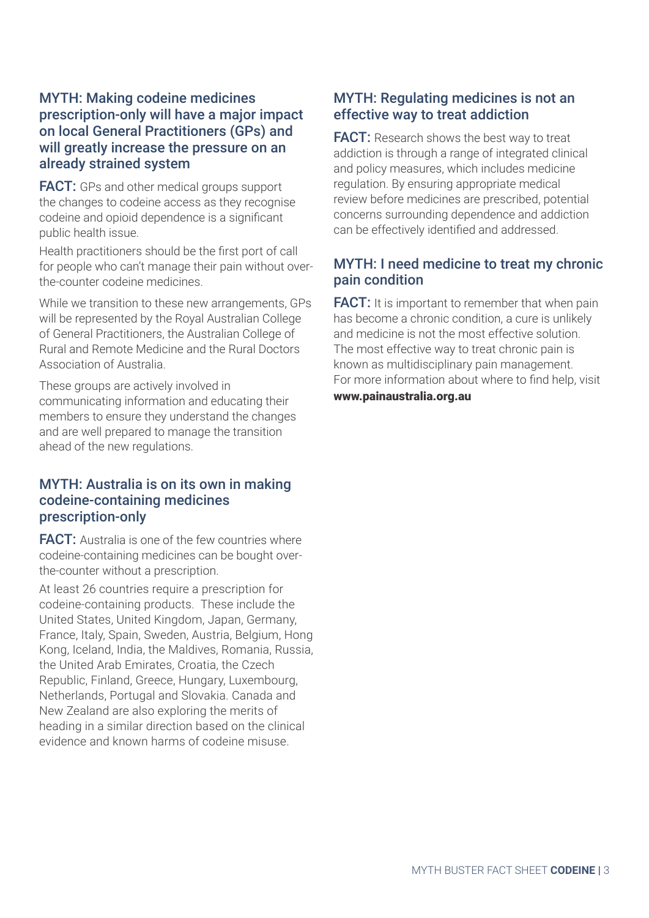## MYTH: Making codeine medicines prescription-only will have a major impact on local General Practitioners (GPs) and will greatly increase the pressure on an already strained system

**FACT:** GPs and other medical groups support the changes to codeine access as they recognise codeine and opioid dependence is a significant public health issue.

Health practitioners should be the first port of call for people who can't manage their pain without over-the-counter codeine medicines.

While we transition to these new arrangements, GPs will be represented by the Royal Australian College of General Practitioners, the Australian College of Rural and Remote Medicine and the Rural Doctors Association of Australia.

These groups are actively involved in communicating information and educating their members to ensure they understand the changes and are well prepared to manage the transition ahead of the new regulations.

## MYTH: Australia is on its own in making codeine-containing medicines prescription-only

**FACT:** Australia is one of the few countries where codeine-containing medicines can be bought over-the-counter without a prescription.

At least 26 countries require a prescription for codeine-containing products. These include the United States, United Kingdom, Japan, Germany, France, Italy, Spain, Sweden, Austria, Belgium, Hong Kong, Iceland, India, the Maldives, Romania, Russia, the United Arab Emirates, Croatia, the Czech Republic, Finland, Greece, Hungary, Luxembourg, Netherlands, Portugal and Slovakia. Canada and New Zealand are also exploring the merits of heading in a similar direction based on the clinical evidence and known harms of codeine misuse.

## MYTH: Regulating medicines is not an effective way to treat addiction

**FACT:** Research shows the best way to treat addiction is through a range of integrated clinical and policy measures, which includes medicine regulation. By ensuring appropriate medical review before medicines are prescribed, potential concerns surrounding dependence and addiction can be effectively identified and addressed.

## MYTH: I need medicine to treat my chronic pain condition

**FACT:** It is important to remember that when pain has become a chronic condition, a cure is unlikely and medicine is not the most effective solution. The most effective way to treat chronic pain is known as multidisciplinary pain management. For more information about where to find help, visit **www.painaustralia.org.au**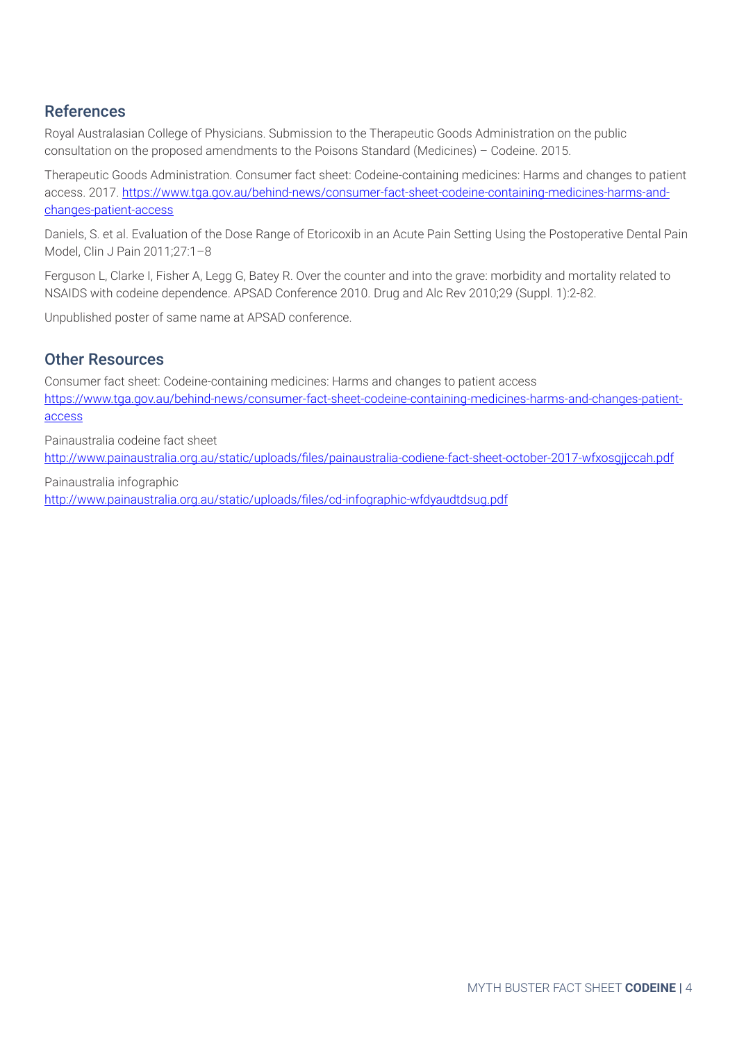## References

Royal Australasian College of Physicians. Submission to the Therapeutic Goods Administration on the public consultation on the proposed amendments to the Poisons Standard (Medicines) – Codeine. 2015.

Therapeutic Goods Administration. Consumer fact sheet: Codeine-containing medicines: Harms and changes to patient access. 2017. https://www.tga.gov.au/behind-news/consumer-fact-sheet-codeine-containing-medicines-harms-and-changes-patient-access

Daniels, S. et al. Evaluation of the Dose Range of Etoricoxib in an Acute Pain Setting Using the Postoperative Dental Pain Model, Clin J Pain 2011;27:1–8

Ferguson L, Clarke I, Fisher A, Legg G, Batey R. Over the counter and into the grave: morbidity and mortality related to NSAIDS with codeine dependence. APSAD Conference 2010. Drug and Alc Rev 2010;29 (Suppl. 1):2-82.

Unpublished poster of same name at APSAD conference.

## Other Resources

Consumer fact sheet: Codeine-containing medicines: Harms and changes to patient access
https://www.tga.gov.au/behind-news/consumer-fact-sheet-codeine-containing-medicines-harms-and-changes-patient-access

Painaustralia codeine fact sheet
http://www.painaustralia.org.au/static/uploads/files/painaustralia-codiene-fact-sheet-october-2017-wfxosgjjccah.pdf

Painaustralia infographic
http://www.painaustralia.org.au/static/uploads/files/cd-infographic-wfdyaudtdsug.pdf